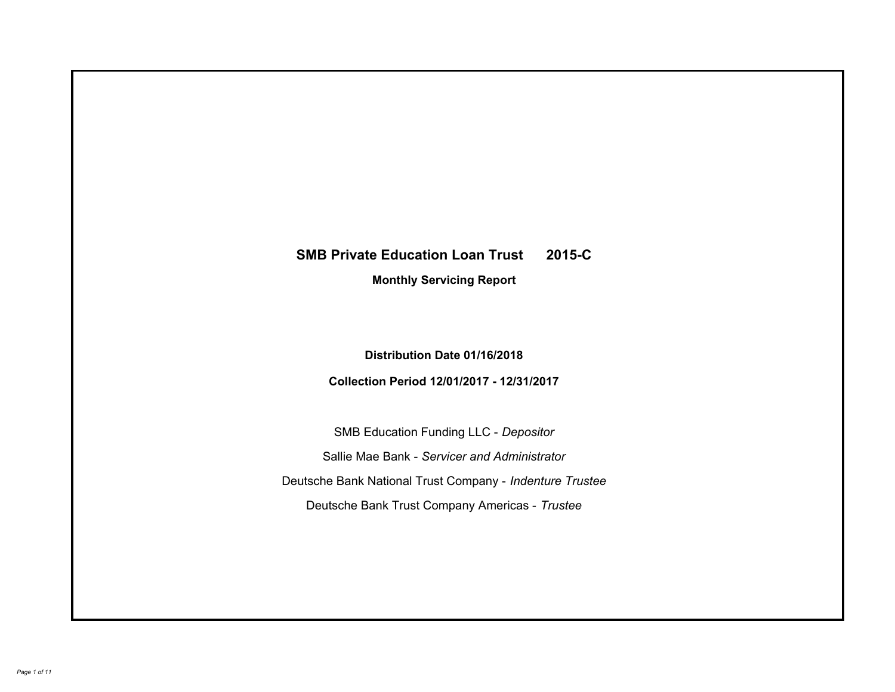# SMB Private Education Loan Trust 2015-C

**Monthly Servicing Report**

**Distribution Date 01/16/2018**

**Collection Period 12/01/2017 - 12/31/2017**

SMB Education Funding LLC - *Depositor*

Sallie Mae Bank - *Servicer and Administrator*

Deutsche Bank National Trust Company - *Indenture Trustee*

Deutsche Bank Trust Company Americas - *Trustee*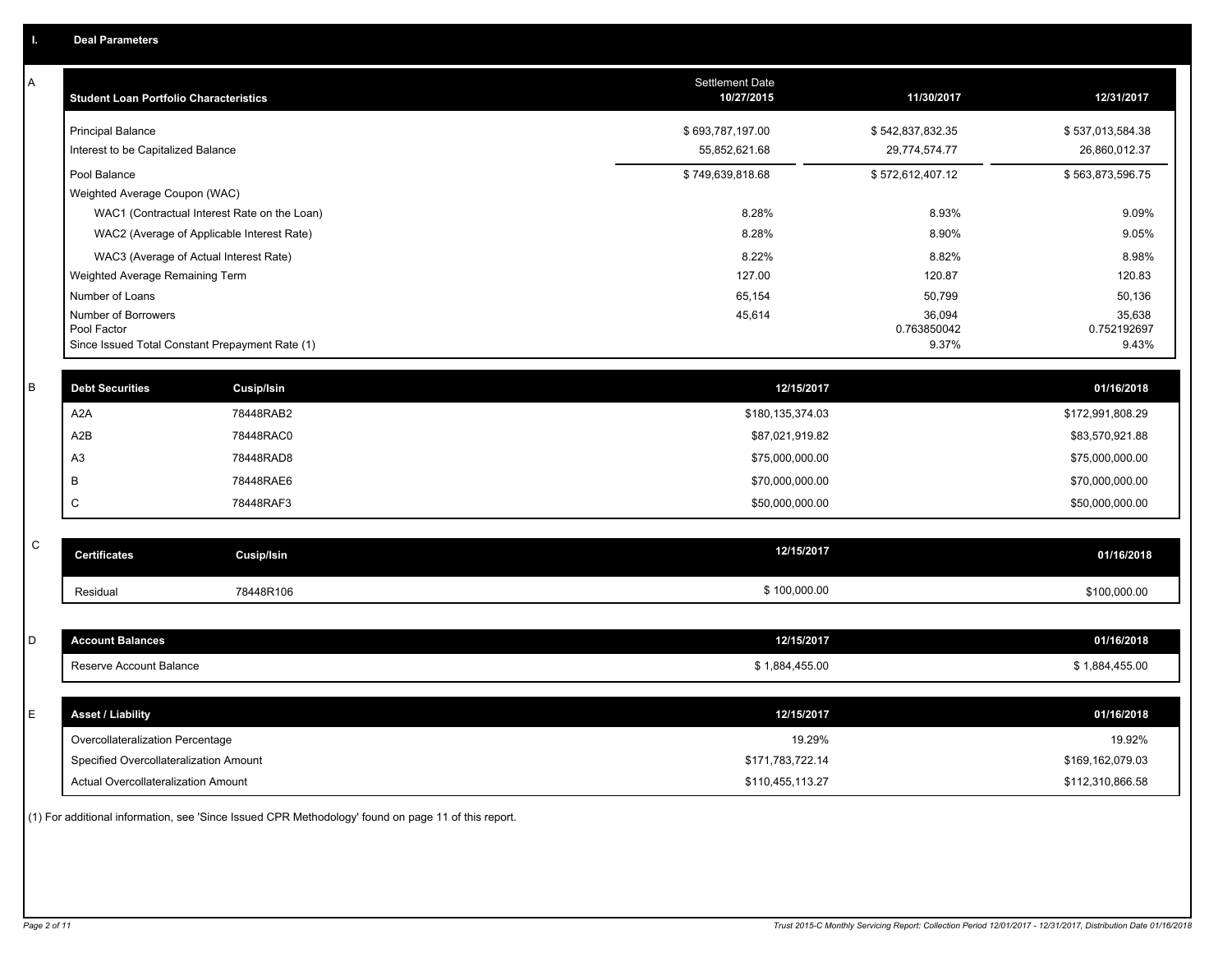## I. Deal Parameters

### A

| Student Loan Portfolio Characteristics | Settlement Date 10/27/2015 | 11/30/2017 | 12/31/2017 |
|---|---|---|---|
| Principal Balance | $ 693,787,197.00 | $ 542,837,832.35 | $ 537,013,584.38 |
| Interest to be Capitalized Balance | 55,852,621.68 | 29,774,574.77 | 26,860,012.37 |
| Pool Balance | $ 749,639,818.68 | $ 572,612,407.12 | $ 563,873,596.75 |
| Weighted Average Coupon (WAC) | | | |
| WAC1 (Contractual Interest Rate on the Loan) | 8.28% | 8.93% | 9.09% |
| WAC2 (Average of Applicable Interest Rate) | 8.28% | 8.90% | 9.05% |
| WAC3 (Average of Actual Interest Rate) | 8.22% | 8.82% | 8.98% |
| Weighted Average Remaining Term | 127.00 | 120.87 | 120.83 |
| Number of Loans | 65,154 | 50,799 | 50,136 |
| Number of Borrowers | 45,614 | 36,094 | 35,638 |
| Pool Factor | | 0.763850042 | 0.752192697 |
| Since Issued Total Constant Prepayment Rate (1) | | 9.37% | 9.43% |

### B

| Debt Securities | Cusip/Isin | 12/15/2017 | 01/16/2018 |
|---|---|---|---|
| A2A | 78448RAB2 | $180,135,374.03 | $172,991,808.29 |
| A2B | 78448RAC0 | $87,021,919.82 | $83,570,921.88 |
| A3 | 78448RAD8 | $75,000,000.00 | $75,000,000.00 |
| B | 78448RAE6 | $70,000,000.00 | $70,000,000.00 |
| C | 78448RAF3 | $50,000,000.00 | $50,000,000.00 |

### C

| Certificates | Cusip/Isin | 12/15/2017 | 01/16/2018 |
|---|---|---|---|
| Residual | 78448R106 | $ 100,000.00 | $100,000.00 |

### D

| Account Balances | 12/15/2017 | 01/16/2018 |
|---|---|---|
| Reserve Account Balance | $ 1,884,455.00 | $ 1,884,455.00 |

### E

| Asset / Liability | 12/15/2017 | 01/16/2018 |
|---|---|---|
| Overcollateralization Percentage | 19.29% | 19.92% |
| Specified Overcollateralization Amount | $171,783,722.14 | $169,162,079.03 |
| Actual Overcollateralization Amount | $110,455,113.27 | $112,310,866.58 |

(1) For additional information, see 'Since Issued CPR Methodology' found on page 11 of this report.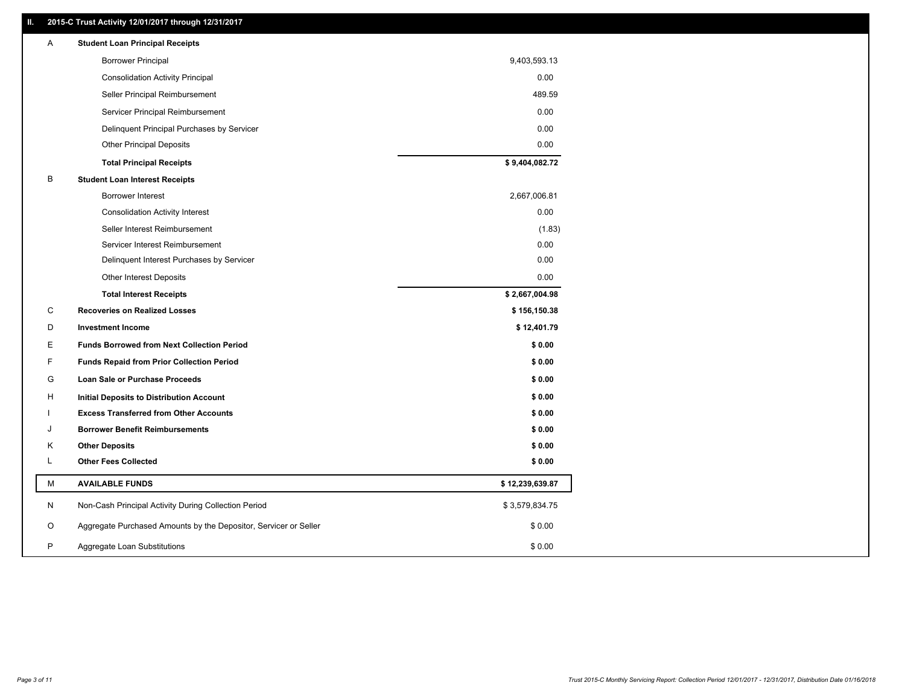## II. 2015-C Trust Activity 12/01/2017 through 12/31/2017

| | | |
|---|---|---|
| A | **Student Loan Principal Receipts** | |
| | Borrower Principal | 9,403,593.13 |
| | Consolidation Activity Principal | 0.00 |
| | Seller Principal Reimbursement | 489.59 |
| | Servicer Principal Reimbursement | 0.00 |
| | Delinquent Principal Purchases by Servicer | 0.00 |
| | Other Principal Deposits | 0.00 |
| | **Total Principal Receipts** | **$ 9,404,082.72** |
| B | **Student Loan Interest Receipts** | |
| | Borrower Interest | 2,667,006.81 |
| | Consolidation Activity Interest | 0.00 |
| | Seller Interest Reimbursement | (1.83) |
| | Servicer Interest Reimbursement | 0.00 |
| | Delinquent Interest Purchases by Servicer | 0.00 |
| | Other Interest Deposits | 0.00 |
| | **Total Interest Receipts** | **$ 2,667,004.98** |
| C | **Recoveries on Realized Losses** | **$ 156,150.38** |
| D | **Investment Income** | **$ 12,401.79** |
| E | **Funds Borrowed from Next Collection Period** | **$ 0.00** |
| F | **Funds Repaid from Prior Collection Period** | **$ 0.00** |
| G | **Loan Sale or Purchase Proceeds** | **$ 0.00** |
| H | **Initial Deposits to Distribution Account** | **$ 0.00** |
| I | **Excess Transferred from Other Accounts** | **$ 0.00** |
| J | **Borrower Benefit Reimbursements** | **$ 0.00** |
| K | **Other Deposits** | **$ 0.00** |
| L | **Other Fees Collected** | **$ 0.00** |
| M | **AVAILABLE FUNDS** | **$ 12,239,639.87** |
| N | Non-Cash Principal Activity During Collection Period | $ 3,579,834.75 |
| O | Aggregate Purchased Amounts by the Depositor, Servicer or Seller | $ 0.00 |
| P | Aggregate Loan Substitutions | $ 0.00 |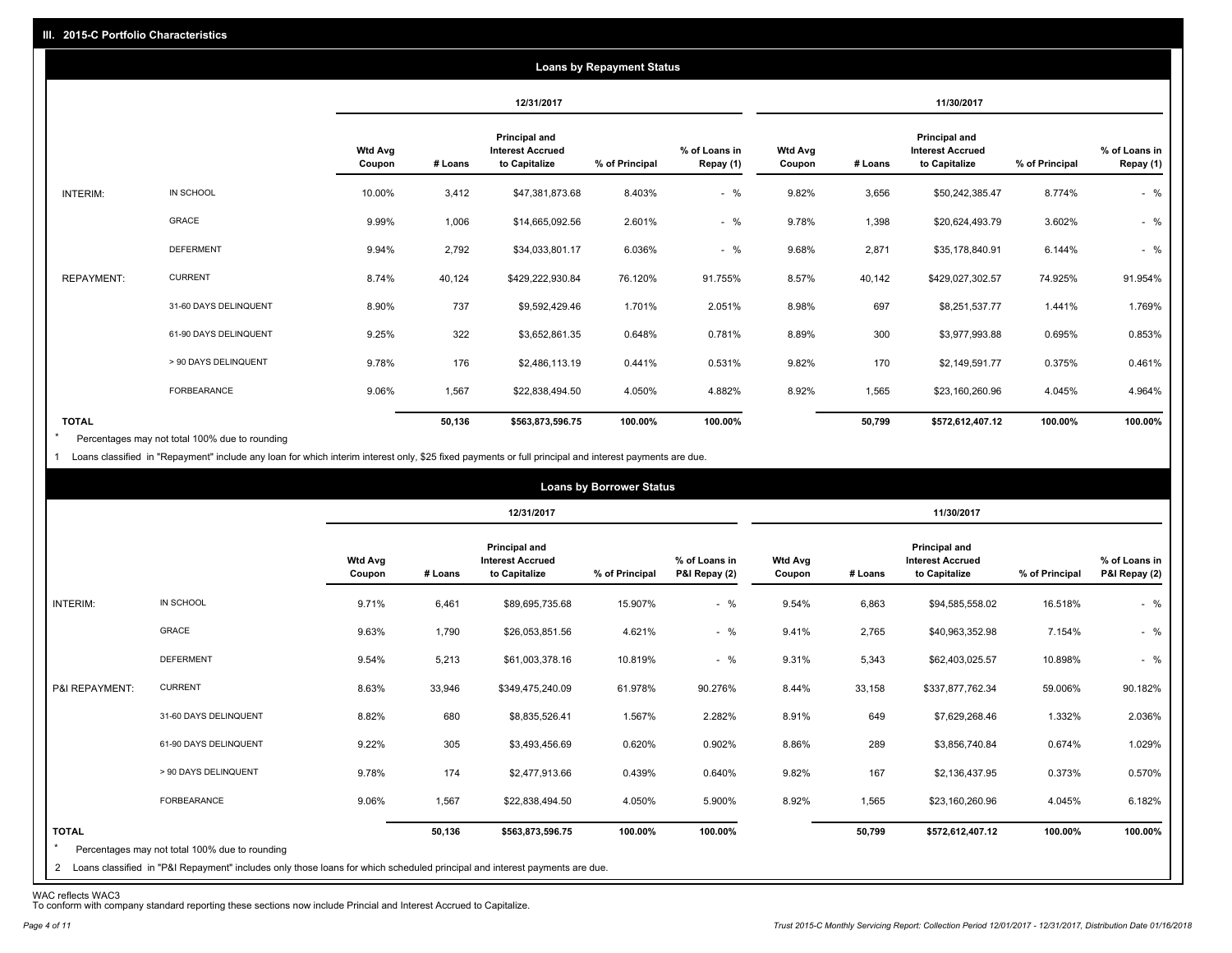## III. 2015-C Portfolio Characteristics

### Loans by Repayment Status

| | | 12/31/2017 | | | | | 11/30/2017 | | | | |
|---|---|---|---|---|---|---|---|---|---|---|---|
| | | Wtd Avg Coupon | # Loans | Principal and Interest Accrued to Capitalize | % of Principal | % of Loans in Repay (1) | Wtd Avg Coupon | # Loans | Principal and Interest Accrued to Capitalize | % of Principal | % of Loans in Repay (1) |
| INTERIM: | IN SCHOOL | 10.00% | 3,412 | $47,381,873.68 | 8.403% | - % | 9.82% | 3,656 | $50,242,385.47 | 8.774% | - % |
| | GRACE | 9.99% | 1,006 | $14,665,092.56 | 2.601% | - % | 9.78% | 1,398 | $20,624,493.79 | 3.602% | - % |
| | DEFERMENT | 9.94% | 2,792 | $34,033,801.17 | 6.036% | - % | 9.68% | 2,871 | $35,178,840.91 | 6.144% | - % |
| REPAYMENT: | CURRENT | 8.74% | 40,124 | $429,222,930.84 | 76.120% | 91.755% | 8.57% | 40,142 | $429,027,302.57 | 74.925% | 91.954% |
| | 31-60 DAYS DELINQUENT | 8.90% | 737 | $9,592,429.46 | 1.701% | 2.051% | 8.98% | 697 | $8,251,537.77 | 1.441% | 1.769% |
| | 61-90 DAYS DELINQUENT | 9.25% | 322 | $3,652,861.35 | 0.648% | 0.781% | 8.89% | 300 | $3,977,993.88 | 0.695% | 0.853% |
| | > 90 DAYS DELINQUENT | 9.78% | 176 | $2,486,113.19 | 0.441% | 0.531% | 9.82% | 170 | $2,149,591.77 | 0.375% | 0.461% |
| | FORBEARANCE | 9.06% | 1,567 | $22,838,494.50 | 4.050% | 4.882% | 8.92% | 1,565 | $23,160,260.96 | 4.045% | 4.964% |
| **TOTAL** | | | **50,136** | **$563,873,596.75** | **100.00%** | **100.00%** | | **50,799** | **$572,612,407.12** | **100.00%** | **100.00%** |

\* Percentages may not total 100% due to rounding

1 Loans classified in "Repayment" include any loan for which interim interest only, $25 fixed payments or full principal and interest payments are due.

### Loans by Borrower Status

| | | 12/31/2017 | | | | | 11/30/2017 | | | | |
|---|---|---|---|---|---|---|---|---|---|---|---|
| | | Wtd Avg Coupon | # Loans | Principal and Interest Accrued to Capitalize | % of Principal | % of Loans in P&I Repay (2) | Wtd Avg Coupon | # Loans | Principal and Interest Accrued to Capitalize | % of Principal | % of Loans in P&I Repay (2) |
| INTERIM: | IN SCHOOL | 9.71% | 6,461 | $89,695,735.68 | 15.907% | - % | 9.54% | 6,863 | $94,585,558.02 | 16.518% | - % |
| | GRACE | 9.63% | 1,790 | $26,053,851.56 | 4.621% | - % | 9.41% | 2,765 | $40,963,352.98 | 7.154% | - % |
| | DEFERMENT | 9.54% | 5,213 | $61,003,378.16 | 10.819% | - % | 9.31% | 5,343 | $62,403,025.57 | 10.898% | - % |
| P&I REPAYMENT: | CURRENT | 8.63% | 33,946 | $349,475,240.09 | 61.978% | 90.276% | 8.44% | 33,158 | $337,877,762.34 | 59.006% | 90.182% |
| | 31-60 DAYS DELINQUENT | 8.82% | 680 | $8,835,526.41 | 1.567% | 2.282% | 8.91% | 649 | $7,629,268.46 | 1.332% | 2.036% |
| | 61-90 DAYS DELINQUENT | 9.22% | 305 | $3,493,456.69 | 0.620% | 0.902% | 8.86% | 289 | $3,856,740.84 | 0.674% | 1.029% |
| | > 90 DAYS DELINQUENT | 9.78% | 174 | $2,477,913.66 | 0.439% | 0.640% | 9.82% | 167 | $2,136,437.95 | 0.373% | 0.570% |
| | FORBEARANCE | 9.06% | 1,567 | $22,838,494.50 | 4.050% | 5.900% | 8.92% | 1,565 | $23,160,260.96 | 4.045% | 6.182% |
| **TOTAL** | | | **50,136** | **$563,873,596.75** | **100.00%** | **100.00%** | | **50,799** | **$572,612,407.12** | **100.00%** | **100.00%** |

\* Percentages may not total 100% due to rounding

2 Loans classified in "P&I Repayment" includes only those loans for which scheduled principal and interest payments are due.

WAC reflects WAC3

To conform with company standard reporting these sections now include Princial and Interest Accrued to Capitalize.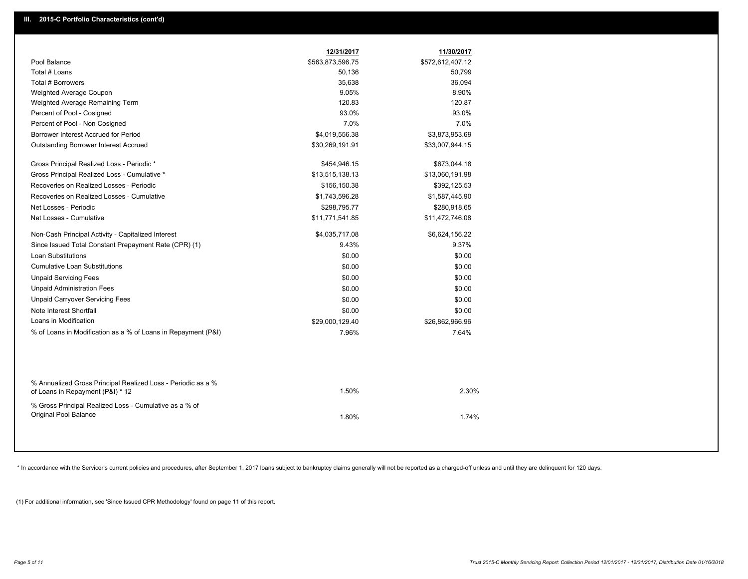## III. 2015-C Portfolio Characteristics (cont'd)

| | 12/31/2017 | 11/30/2017 |
|---|---|---|
| Pool Balance | $563,873,596.75 | $572,612,407.12 |
| Total # Loans | 50,136 | 50,799 |
| Total # Borrowers | 35,638 | 36,094 |
| Weighted Average Coupon | 9.05% | 8.90% |
| Weighted Average Remaining Term | 120.83 | 120.87 |
| Percent of Pool - Cosigned | 93.0% | 93.0% |
| Percent of Pool - Non Cosigned | 7.0% | 7.0% |
| Borrower Interest Accrued for Period | $4,019,556.38 | $3,873,953.69 |
| Outstanding Borrower Interest Accrued | $30,269,191.91 | $33,007,944.15 |
| Gross Principal Realized Loss - Periodic * | $454,946.15 | $673,044.18 |
| Gross Principal Realized Loss - Cumulative * | $13,515,138.13 | $13,060,191.98 |
| Recoveries on Realized Losses - Periodic | $156,150.38 | $392,125.53 |
| Recoveries on Realized Losses - Cumulative | $1,743,596.28 | $1,587,445.90 |
| Net Losses - Periodic | $298,795.77 | $280,918.65 |
| Net Losses - Cumulative | $11,771,541.85 | $11,472,746.08 |
| Non-Cash Principal Activity - Capitalized Interest | $4,035,717.08 | $6,624,156.22 |
| Since Issued Total Constant Prepayment Rate (CPR) (1) | 9.43% | 9.37% |
| Loan Substitutions | $0.00 | $0.00 |
| Cumulative Loan Substitutions | $0.00 | $0.00 |
| Unpaid Servicing Fees | $0.00 | $0.00 |
| Unpaid Administration Fees | $0.00 | $0.00 |
| Unpaid Carryover Servicing Fees | $0.00 | $0.00 |
| Note Interest Shortfall | $0.00 | $0.00 |
| Loans in Modification | $29,000,129.40 | $26,862,966.96 |
| % of Loans in Modification as a % of Loans in Repayment (P&I) | 7.96% | 7.64% |
| % Annualized Gross Principal Realized Loss - Periodic as a % of Loans in Repayment (P&I) * 12 | 1.50% | 2.30% |
| % Gross Principal Realized Loss - Cumulative as a % of Original Pool Balance | 1.80% | 1.74% |

* In accordance with the Servicer's current policies and procedures, after September 1, 2017 loans subject to bankruptcy claims generally will not be reported as a charged-off unless and until they are delinquent for 120 days.

(1) For additional information, see 'Since Issued CPR Methodology' found on page 11 of this report.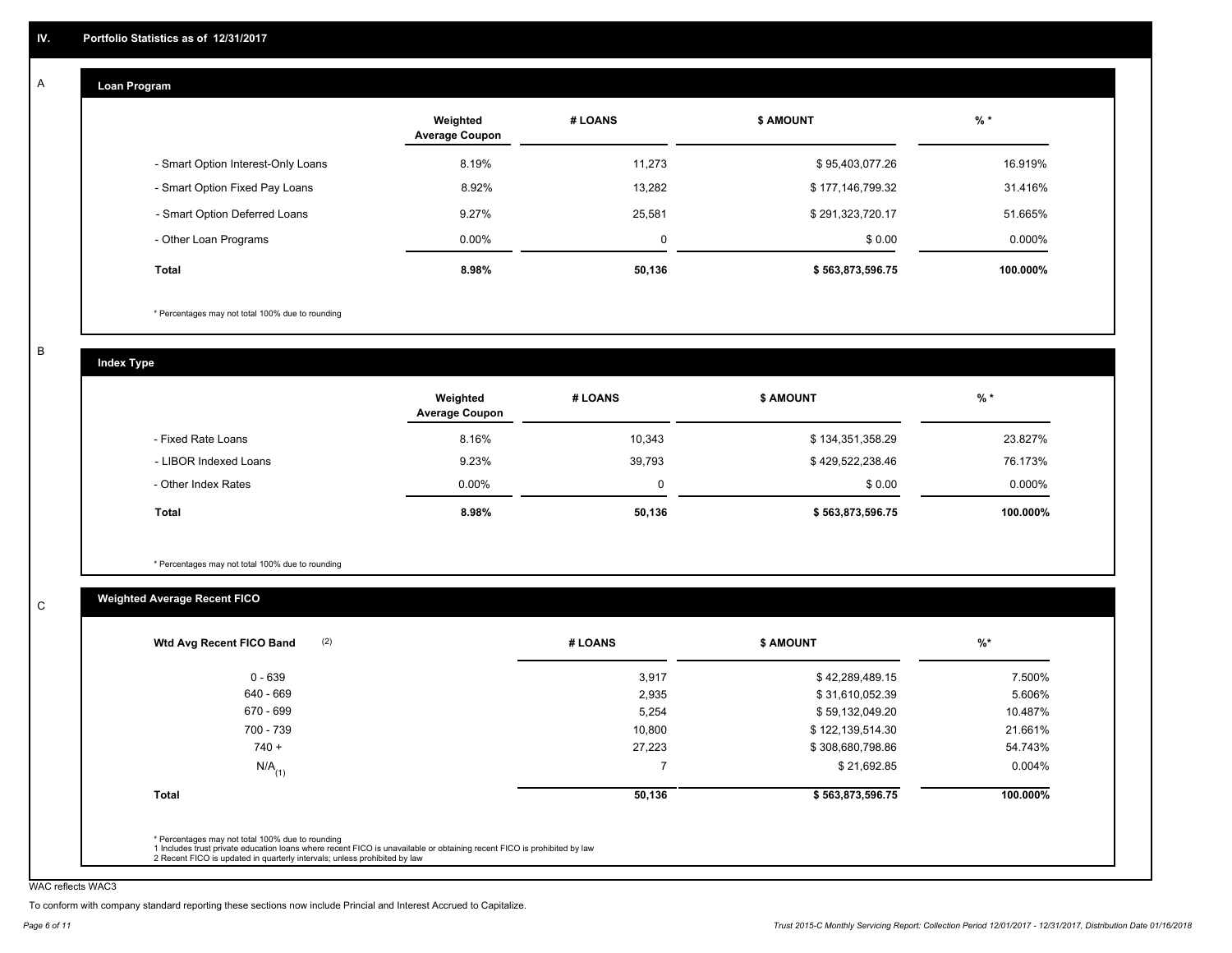## IV. Portfolio Statistics as of 12/31/2017

### A Loan Program

| | Weighted Average Coupon | # LOANS | $ AMOUNT | % * |
|---|---|---|---|---|
| - Smart Option Interest-Only Loans | 8.19% | 11,273 | $ 95,403,077.26 | 16.919% |
| - Smart Option Fixed Pay Loans | 8.92% | 13,282 | $ 177,146,799.32 | 31.416% |
| - Smart Option Deferred Loans | 9.27% | 25,581 | $ 291,323,720.17 | 51.665% |
| - Other Loan Programs | 0.00% | 0 | $ 0.00 | 0.000% |
| **Total** | **8.98%** | **50,136** | **$ 563,873,596.75** | **100.000%** |

* Percentages may not total 100% due to rounding

### B Index Type

| | Weighted Average Coupon | # LOANS | $ AMOUNT | % * |
|---|---|---|---|---|
| - Fixed Rate Loans | 8.16% | 10,343 | $ 134,351,358.29 | 23.827% |
| - LIBOR Indexed Loans | 9.23% | 39,793 | $ 429,522,238.46 | 76.173% |
| - Other Index Rates | 0.00% | 0 | $ 0.00 | 0.000% |
| **Total** | **8.98%** | **50,136** | **$ 563,873,596.75** | **100.000%** |

* Percentages may not total 100% due to rounding

### C Weighted Average Recent FICO

| Wtd Avg Recent FICO Band (2) | # LOANS | $ AMOUNT | %* |
|---|---|---|---|
| 0 - 639 | 3,917 | $ 42,289,489.15 | 7.500% |
| 640 - 669 | 2,935 | $ 31,610,052.39 | 5.606% |
| 670 - 699 | 5,254 | $ 59,132,049.20 | 10.487% |
| 700 - 739 | 10,800 | $ 122,139,514.30 | 21.661% |
| 740 + | 27,223 | $ 308,680,798.86 | 54.743% |
| N/A (1) | 7 | $ 21,692.85 | 0.004% |
| **Total** | **50,136** | **$ 563,873,596.75** | **100.000%** |

* Percentages may not total 100% due to rounding
1 Includes trust private education loans where recent FICO is unavailable or obtaining recent FICO is prohibited by law
2 Recent FICO is updated in quarterly intervals; unless prohibited by law

WAC reflects WAC3

To conform with company standard reporting these sections now include Princial and Interest Accrued to Capitalize.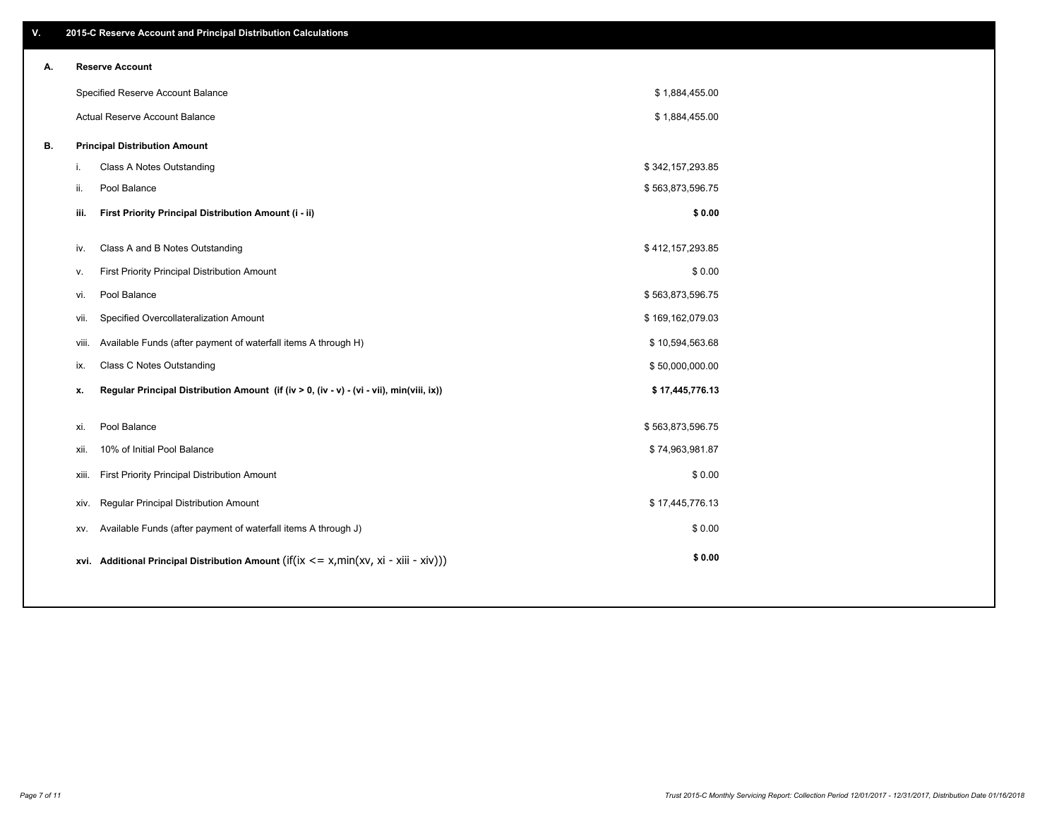## V. 2015-C Reserve Account and Principal Distribution Calculations

### A. Reserve Account

| | |
|---|---|
| Specified Reserve Account Balance | $ 1,884,455.00 |
| Actual Reserve Account Balance | $ 1,884,455.00 |

### B. Principal Distribution Amount

| | | |
|---|---|---|
| i. | Class A Notes Outstanding | $ 342,157,293.85 |
| ii. | Pool Balance | $ 563,873,596.75 |
| **iii.** | **First Priority Principal Distribution Amount (i - ii)** | **$ 0.00** |
| iv. | Class A and B Notes Outstanding | $ 412,157,293.85 |
| v. | First Priority Principal Distribution Amount | $ 0.00 |
| vi. | Pool Balance | $ 563,873,596.75 |
| vii. | Specified Overcollateralization Amount | $ 169,162,079.03 |
| viii. | Available Funds (after payment of waterfall items A through H) | $ 10,594,563.68 |
| ix. | Class C Notes Outstanding | $ 50,000,000.00 |
| **x.** | **Regular Principal Distribution Amount (if (iv > 0, (iv - v) - (vi - vii), min(viii, ix))** | **$ 17,445,776.13** |
| xi. | Pool Balance | $ 563,873,596.75 |
| xii. | 10% of Initial Pool Balance | $ 74,963,981.87 |
| xiii. | First Priority Principal Distribution Amount | $ 0.00 |
| xiv. | Regular Principal Distribution Amount | $ 17,445,776.13 |
| xv. | Available Funds (after payment of waterfall items A through J) | $ 0.00 |
| **xvi.** | **Additional Principal Distribution Amount** (if(ix <= x,min(xv, xi - xiii - xiv))) | **$ 0.00** |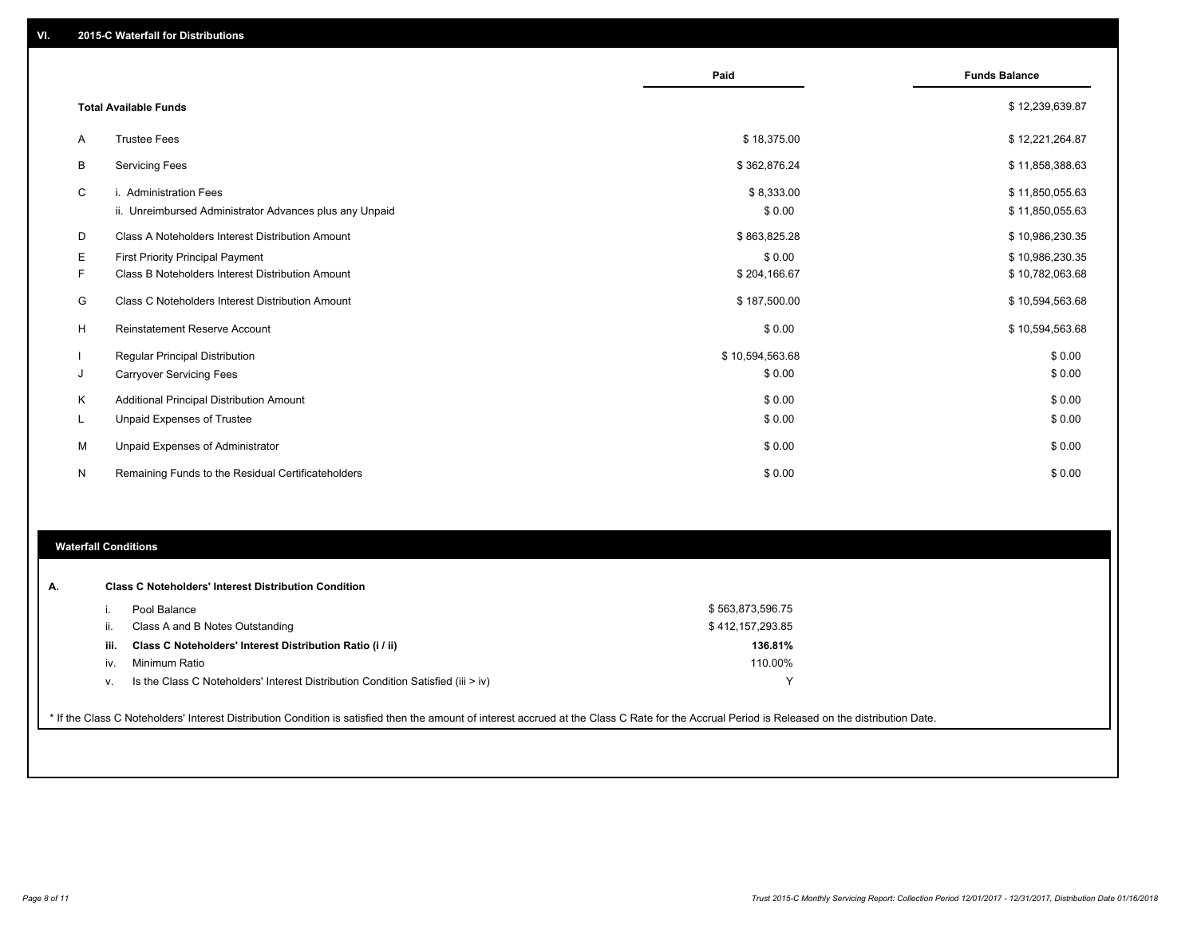## VI. 2015-C Waterfall for Distributions

| | | Paid | Funds Balance |
|---|---|---|---|
| | **Total Available Funds** | | $ 12,239,639.87 |
| A | Trustee Fees | $ 18,375.00 | $ 12,221,264.87 |
| B | Servicing Fees | $ 362,876.24 | $ 11,858,388.63 |
| C | i. Administration Fees | $ 8,333.00 | $ 11,850,055.63 |
| | ii. Unreimbursed Administrator Advances plus any Unpaid | $ 0.00 | $ 11,850,055.63 |
| D | Class A Noteholders Interest Distribution Amount | $ 863,825.28 | $ 10,986,230.35 |
| E | First Priority Principal Payment | $ 0.00 | $ 10,986,230.35 |
| F | Class B Noteholders Interest Distribution Amount | $ 204,166.67 | $ 10,782,063.68 |
| G | Class C Noteholders Interest Distribution Amount | $ 187,500.00 | $ 10,594,563.68 |
| H | Reinstatement Reserve Account | $ 0.00 | $ 10,594,563.68 |
| I | Regular Principal Distribution | $ 10,594,563.68 | $ 0.00 |
| J | Carryover Servicing Fees | $ 0.00 | $ 0.00 |
| K | Additional Principal Distribution Amount | $ 0.00 | $ 0.00 |
| L | Unpaid Expenses of Trustee | $ 0.00 | $ 0.00 |
| M | Unpaid Expenses of Administrator | $ 0.00 | $ 0.00 |
| N | Remaining Funds to the Residual Certificateholders | $ 0.00 | $ 0.00 |

### Waterfall Conditions

| | | | |
|---|---|---|---|
| **A.** | | **Class C Noteholders' Interest Distribution Condition** | |
| | i. | Pool Balance | $ 563,873,596.75 |
| | ii. | Class A and B Notes Outstanding | $ 412,157,293.85 |
| | **iii.** | **Class C Noteholders' Interest Distribution Ratio (i / ii)** | **136.81%** |
| | iv. | Minimum Ratio | 110.00% |
| | v. | Is the Class C Noteholders' Interest Distribution Condition Satisfied (iii > iv) | Y |

* If the Class C Noteholders' Interest Distribution Condition is satisfied then the amount of interest accrued at the Class C Rate for the Accrual Period is Released on the distribution Date.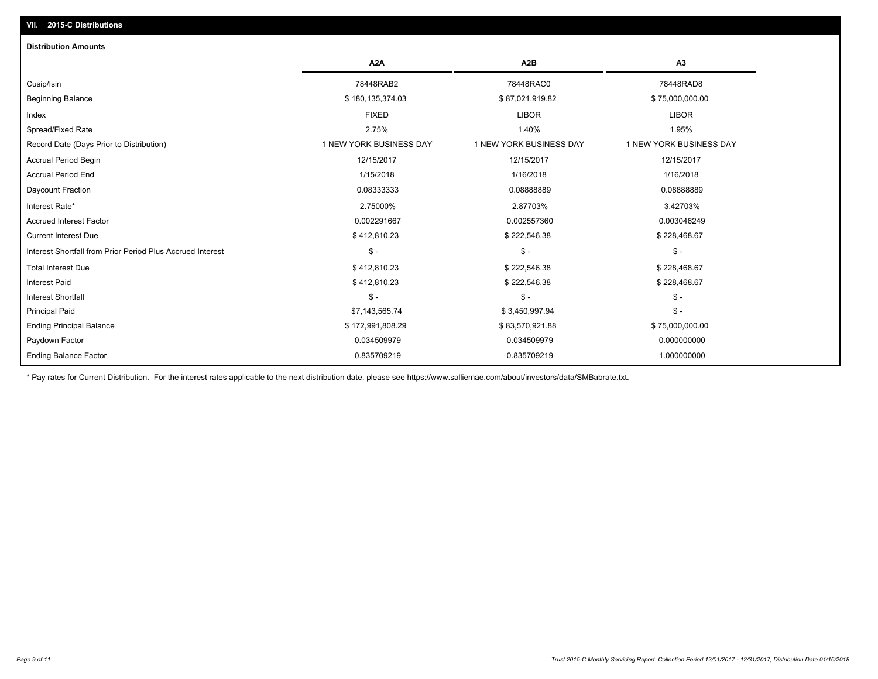## VII. 2015-C Distributions

### Distribution Amounts

| | A2A | A2B | A3 |
|---|---|---|---|
| Cusip/Isin | 78448RAB2 | 78448RAC0 | 78448RAD8 |
| Beginning Balance | $ 180,135,374.03 | $ 87,021,919.82 | $ 75,000,000.00 |
| Index | FIXED | LIBOR | LIBOR |
| Spread/Fixed Rate | 2.75% | 1.40% | 1.95% |
| Record Date (Days Prior to Distribution) | 1 NEW YORK BUSINESS DAY | 1 NEW YORK BUSINESS DAY | 1 NEW YORK BUSINESS DAY |
| Accrual Period Begin | 12/15/2017 | 12/15/2017 | 12/15/2017 |
| Accrual Period End | 1/15/2018 | 1/16/2018 | 1/16/2018 |
| Daycount Fraction | 0.08333333 | 0.08888889 | 0.08888889 |
| Interest Rate* | 2.75000% | 2.87703% | 3.42703% |
| Accrued Interest Factor | 0.002291667 | 0.002557360 | 0.003046249 |
| Current Interest Due | $ 412,810.23 | $ 222,546.38 | $ 228,468.67 |
| Interest Shortfall from Prior Period Plus Accrued Interest | $ - | $ - | $ - |
| Total Interest Due | $ 412,810.23 | $ 222,546.38 | $ 228,468.67 |
| Interest Paid | $ 412,810.23 | $ 222,546.38 | $ 228,468.67 |
| Interest Shortfall | $ - | $ - | $ - |
| Principal Paid | $7,143,565.74 | $ 3,450,997.94 | $ - |
| Ending Principal Balance | $ 172,991,808.29 | $ 83,570,921.88 | $ 75,000,000.00 |
| Paydown Factor | 0.034509979 | 0.034509979 | 0.000000000 |
| Ending Balance Factor | 0.835709219 | 0.835709219 | 1.000000000 |

\* Pay rates for Current Distribution. For the interest rates applicable to the next distribution date, please see https://www.salliemae.com/about/investors/data/SMBabrate.txt.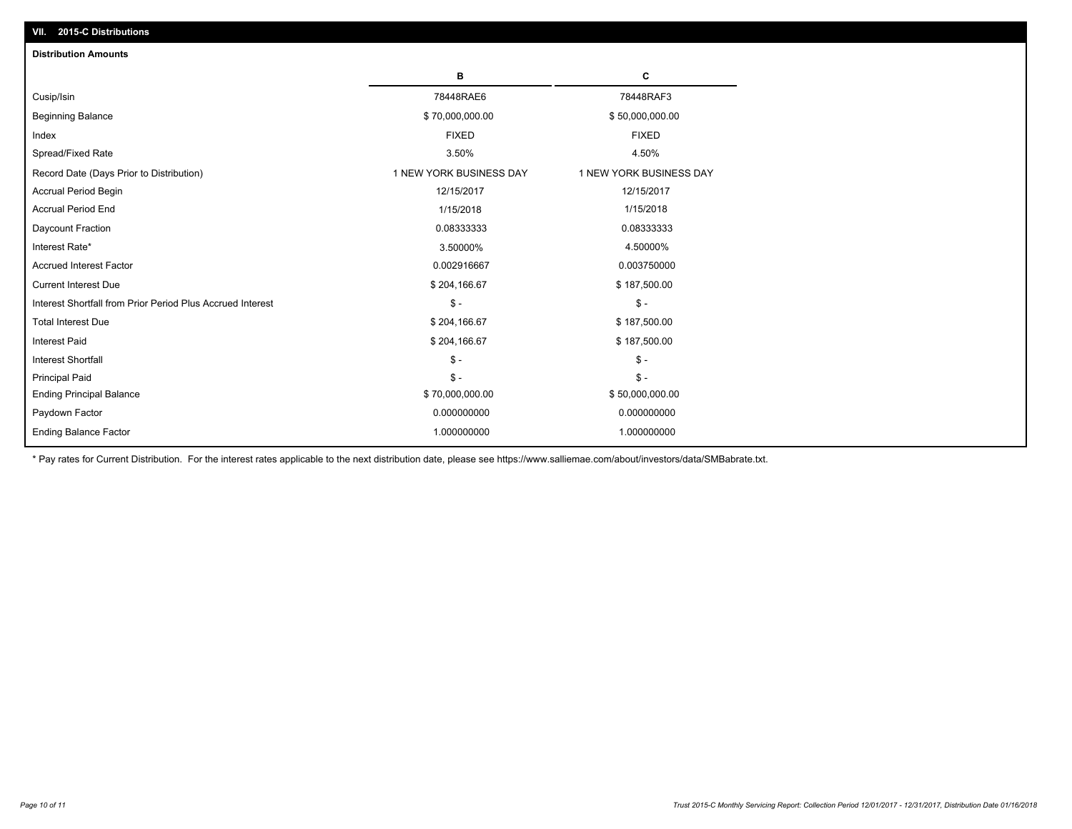## VII. 2015-C Distributions

### Distribution Amounts

| | B | C |
|---|---|---|
| Cusip/Isin | 78448RAE6 | 78448RAF3 |
| Beginning Balance | $ 70,000,000.00 | $ 50,000,000.00 |
| Index | FIXED | FIXED |
| Spread/Fixed Rate | 3.50% | 4.50% |
| Record Date (Days Prior to Distribution) | 1 NEW YORK BUSINESS DAY | 1 NEW YORK BUSINESS DAY |
| Accrual Period Begin | 12/15/2017 | 12/15/2017 |
| Accrual Period End | 1/15/2018 | 1/15/2018 |
| Daycount Fraction | 0.08333333 | 0.08333333 |
| Interest Rate* | 3.50000% | 4.50000% |
| Accrued Interest Factor | 0.002916667 | 0.003750000 |
| Current Interest Due | $ 204,166.67 | $ 187,500.00 |
| Interest Shortfall from Prior Period Plus Accrued Interest | $ - | $ - |
| Total Interest Due | $ 204,166.67 | $ 187,500.00 |
| Interest Paid | $ 204,166.67 | $ 187,500.00 |
| Interest Shortfall | $ - | $ - |
| Principal Paid | $ - | $ - |
| Ending Principal Balance | $ 70,000,000.00 | $ 50,000,000.00 |
| Paydown Factor | 0.000000000 | 0.000000000 |
| Ending Balance Factor | 1.000000000 | 1.000000000 |

* Pay rates for Current Distribution. For the interest rates applicable to the next distribution date, please see https://www.salliemae.com/about/investors/data/SMBabrate.txt.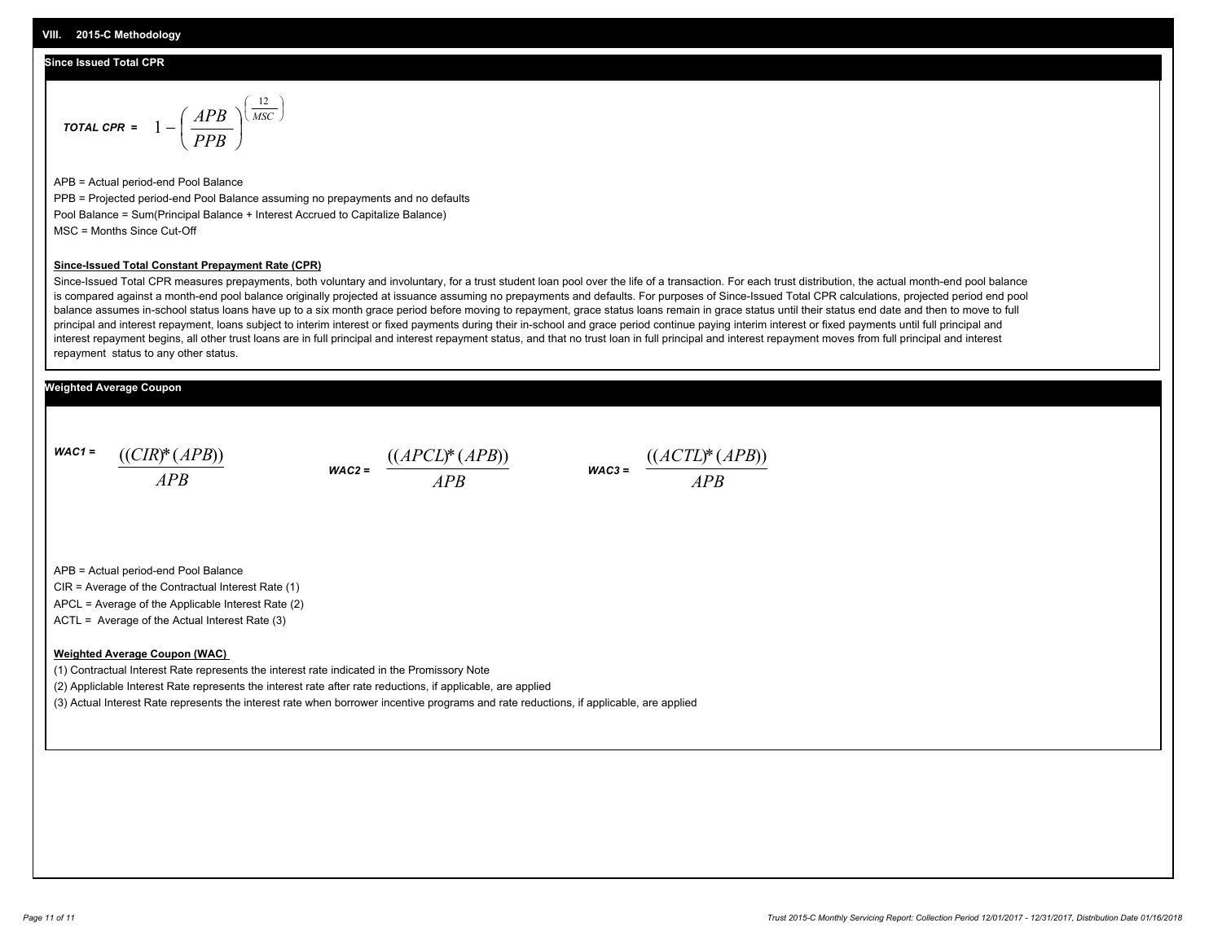## VIII. 2015-C Methodology

### Since Issued Total CPR

$$\textit{TOTAL CPR} = 1 - \left( \frac{APB}{PPB} \right)^{\left( \frac{12}{MSC} \right)}$$

APB = Actual period-end Pool Balance

PPB = Projected period-end Pool Balance assuming no prepayments and no defaults

Pool Balance = Sum(Principal Balance + Interest Accrued to Capitalize Balance)

MSC = Months Since Cut-Off

**Since-Issued Total Constant Prepayment Rate (CPR)**

Since-Issued Total CPR measures prepayments, both voluntary and involuntary, for a trust student loan pool over the life of a transaction. For each trust distribution, the actual month-end pool balance is compared against a month-end pool balance originally projected at issuance assuming no prepayments and defaults. For purposes of Since-Issued Total CPR calculations, projected period end pool balance assumes in-school status loans have up to a six month grace period before moving to repayment, grace status loans remain in grace status until their status end date and then to move to full principal and interest repayment, loans subject to interim interest or fixed payments during their in-school and grace period continue paying interim interest or fixed payments until full principal and interest repayment begins, all other trust loans are in full principal and interest repayment status, and that no trust loan in full principal and interest repayment moves from full principal and interest repayment status to any other status.

### Weighted Average Coupon

$$\textit{WAC1} = \frac{((CIR)*(APB))}{APB} \qquad \textit{WAC2} = \frac{((APCL)*(APB))}{APB} \qquad \textit{WAC3} = \frac{((ACTL)*(APB))}{APB}$$

APB = Actual period-end Pool Balance

CIR = Average of the Contractual Interest Rate (1)

APCL = Average of the Applicable Interest Rate (2)

ACTL = Average of the Actual Interest Rate (3)

**Weighted Average Coupon (WAC)**

(1) Contractual Interest Rate represents the interest rate indicated in the Promissory Note

(2) Appliclable Interest Rate represents the interest rate after rate reductions, if applicable, are applied

(3) Actual Interest Rate represents the interest rate when borrower incentive programs and rate reductions, if applicable, are applied